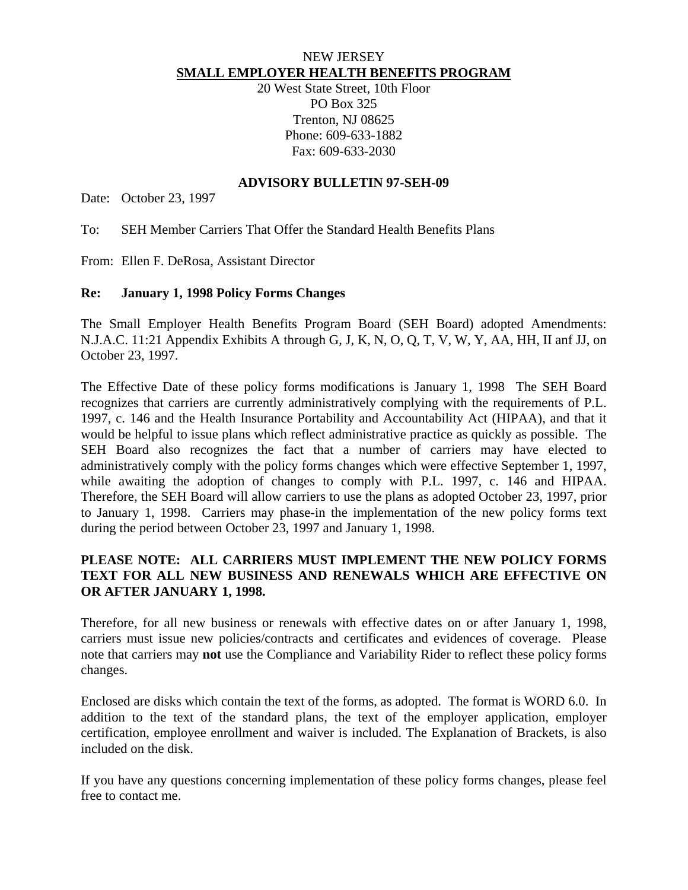NEW JERSEY

**SMALL EMPLOYER HEALTH BENEFITS PROGRAM**

20 West State Street, 10th Floor
PO Box 325
Trenton, NJ 08625
Phone: 609-633-1882
Fax: 609-633-2030

## ADVISORY BULLETIN 97-SEH-09

Date: October 23, 1997

To: SEH Member Carriers That Offer the Standard Health Benefits Plans

From: Ellen F. DeRosa, Assistant Director

**Re: January 1, 1998 Policy Forms Changes**

The Small Employer Health Benefits Program Board (SEH Board) adopted Amendments: N.J.A.C. 11:21 Appendix Exhibits A through G, J, K, N, O, Q, T, V, W, Y, AA, HH, II anf JJ, on October 23, 1997.

The Effective Date of these policy forms modifications is January 1, 1998 The SEH Board recognizes that carriers are currently administratively complying with the requirements of P.L. 1997, c. 146 and the Health Insurance Portability and Accountability Act (HIPAA), and that it would be helpful to issue plans which reflect administrative practice as quickly as possible. The SEH Board also recognizes the fact that a number of carriers may have elected to administratively comply with the policy forms changes which were effective September 1, 1997, while awaiting the adoption of changes to comply with P.L. 1997, c. 146 and HIPAA. Therefore, the SEH Board will allow carriers to use the plans as adopted October 23, 1997, prior to January 1, 1998. Carriers may phase-in the implementation of the new policy forms text during the period between October 23, 1997 and January 1, 1998.

**PLEASE NOTE: ALL CARRIERS MUST IMPLEMENT THE NEW POLICY FORMS TEXT FOR ALL NEW BUSINESS AND RENEWALS WHICH ARE EFFECTIVE ON OR AFTER JANUARY 1, 1998.**

Therefore, for all new business or renewals with effective dates on or after January 1, 1998, carriers must issue new policies/contracts and certificates and evidences of coverage. Please note that carriers may **not** use the Compliance and Variability Rider to reflect these policy forms changes.

Enclosed are disks which contain the text of the forms, as adopted. The format is WORD 6.0. In addition to the text of the standard plans, the text of the employer application, employer certification, employee enrollment and waiver is included. The Explanation of Brackets, is also included on the disk.

If you have any questions concerning implementation of these policy forms changes, please feel free to contact me.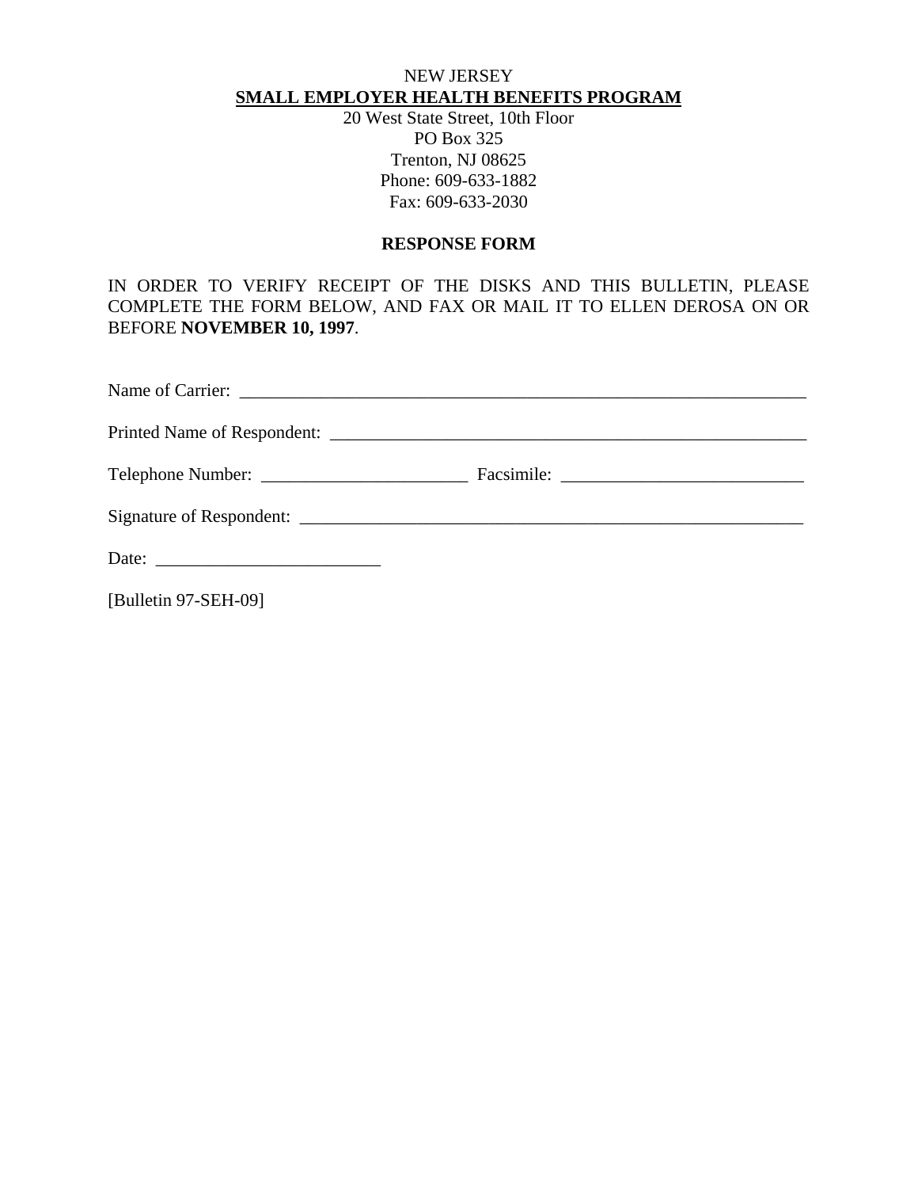NEW JERSEY

**SMALL EMPLOYER HEALTH BENEFITS PROGRAM**

20 West State Street, 10th Floor
PO Box 325
Trenton, NJ 08625
Phone: 609-633-1882
Fax: 609-633-2030

**RESPONSE FORM**

IN ORDER TO VERIFY RECEIPT OF THE DISKS AND THIS BULLETIN, PLEASE COMPLETE THE FORM BELOW, AND FAX OR MAIL IT TO ELLEN DEROSA ON OR BEFORE **NOVEMBER 10, 1997**.

Name of Carrier: ___________________________________________________________

Printed Name of Respondent: _________________________________________________

Telephone Number: ______________________ Facsimile: __________________________

Signature of Respondent: ____________________________________________________

Date: ________________________

[Bulletin 97-SEH-09]